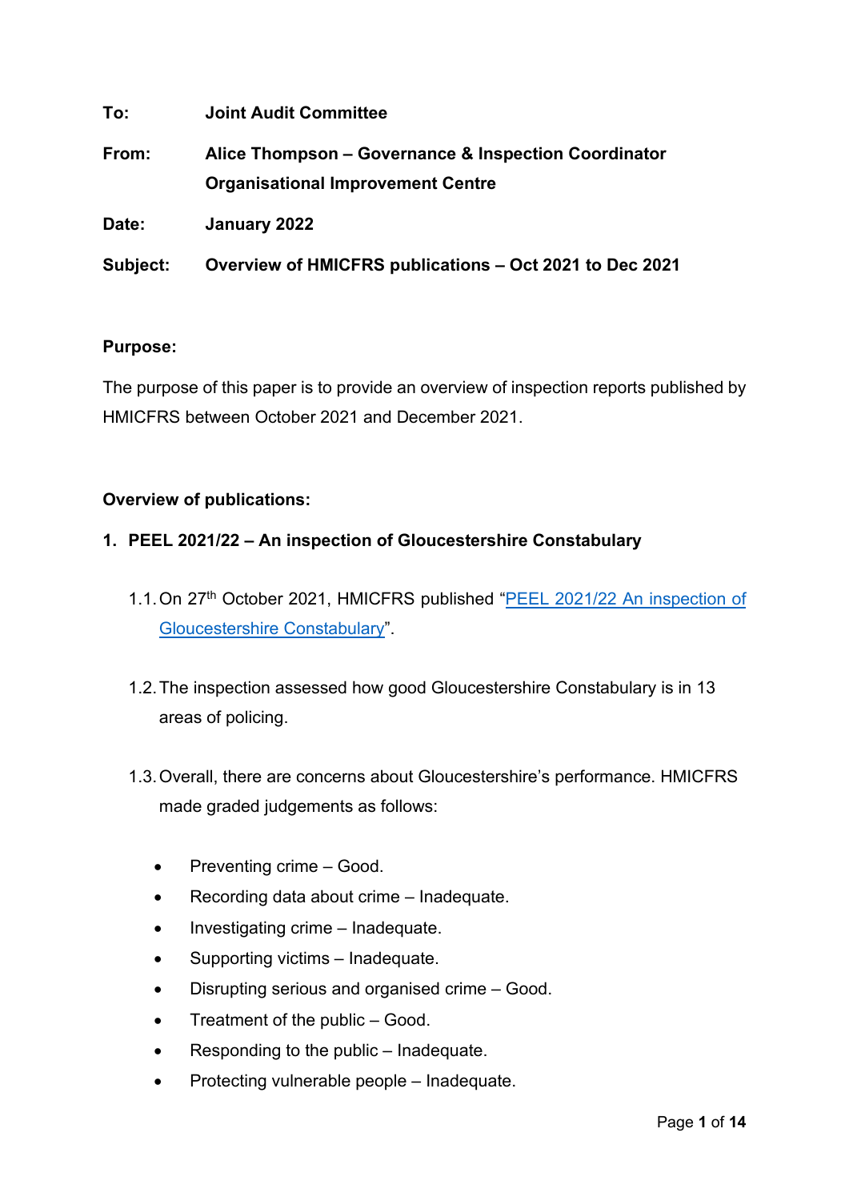**To:** **Joint Audit Committee**

**From:** **Alice Thompson – Governance & Inspection Coordinator**
**Organisational Improvement Centre**

**Date:** **January 2022**

**Subject:** **Overview of HMICFRS publications – Oct 2021 to Dec 2021**

**Purpose:**

The purpose of this paper is to provide an overview of inspection reports published by HMICFRS between October 2021 and December 2021.

**Overview of publications:**

**1. PEEL 2021/22 – An inspection of Gloucestershire Constabulary**

1.1. On 27th October 2021, HMICFRS published "PEEL 2021/22 An inspection of Gloucestershire Constabulary".

1.2. The inspection assessed how good Gloucestershire Constabulary is in 13 areas of policing.

1.3. Overall, there are concerns about Gloucestershire's performance. HMICFRS made graded judgements as follows:

- Preventing crime – Good.
- Recording data about crime – Inadequate.
- Investigating crime – Inadequate.
- Supporting victims – Inadequate.
- Disrupting serious and organised crime – Good.
- Treatment of the public – Good.
- Responding to the public – Inadequate.
- Protecting vulnerable people – Inadequate.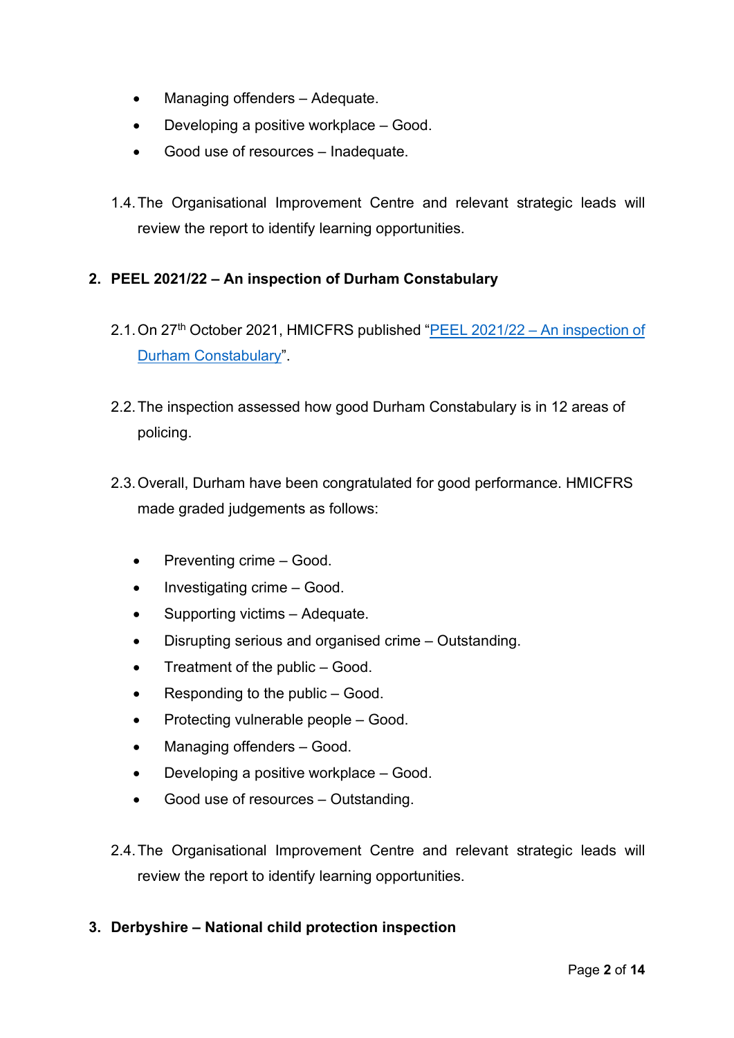- Managing offenders – Adequate.
- Developing a positive workplace – Good.
- Good use of resources – Inadequate.

1.4. The Organisational Improvement Centre and relevant strategic leads will review the report to identify learning opportunities.

## 2. PEEL 2021/22 – An inspection of Durham Constabulary

2.1. On 27th October 2021, HMICFRS published "PEEL 2021/22 – An inspection of Durham Constabulary".

2.2. The inspection assessed how good Durham Constabulary is in 12 areas of policing.

2.3. Overall, Durham have been congratulated for good performance. HMICFRS made graded judgements as follows:

- Preventing crime – Good.
- Investigating crime – Good.
- Supporting victims – Adequate.
- Disrupting serious and organised crime – Outstanding.
- Treatment of the public – Good.
- Responding to the public – Good.
- Protecting vulnerable people – Good.
- Managing offenders – Good.
- Developing a positive workplace – Good.
- Good use of resources – Outstanding.

2.4. The Organisational Improvement Centre and relevant strategic leads will review the report to identify learning opportunities.

## 3. Derbyshire – National child protection inspection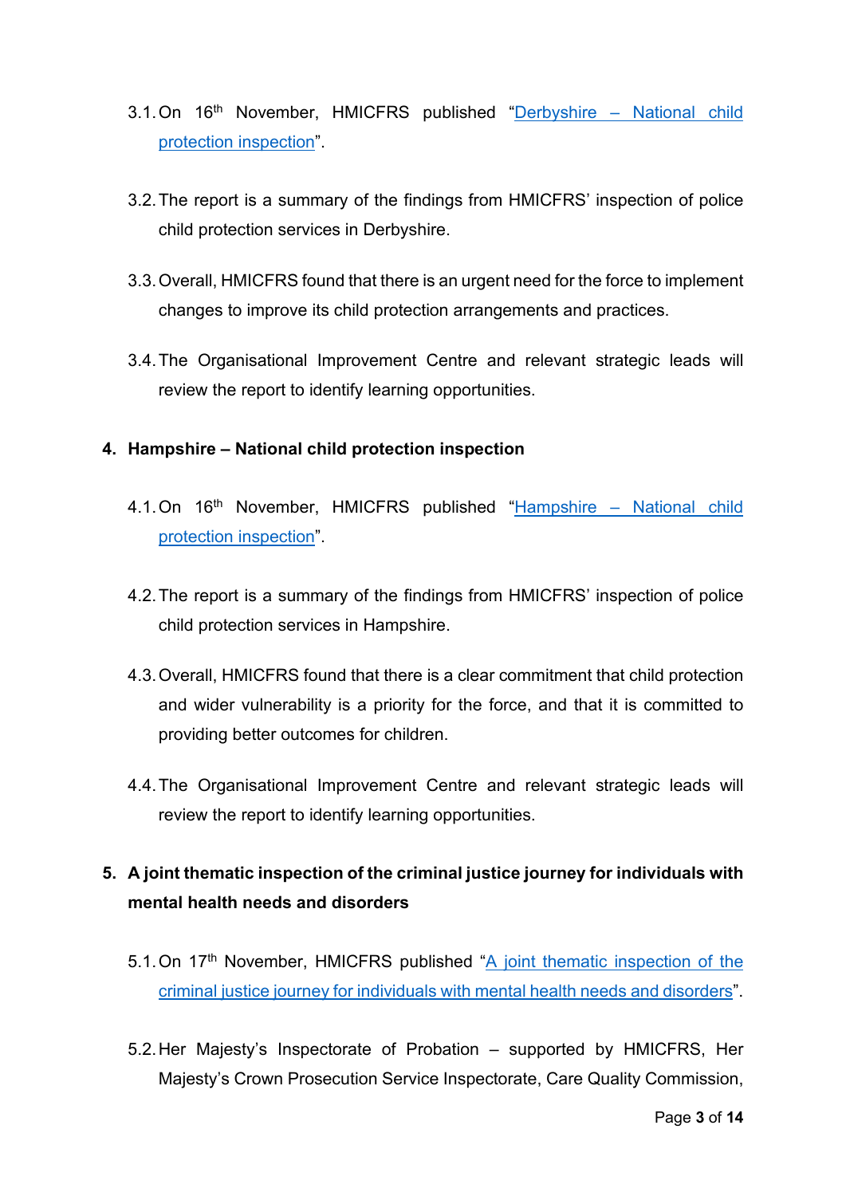3.1. On 16th November, HMICFRS published "Derbyshire – National child protection inspection".

3.2. The report is a summary of the findings from HMICFRS' inspection of police child protection services in Derbyshire.

3.3. Overall, HMICFRS found that there is an urgent need for the force to implement changes to improve its child protection arrangements and practices.

3.4. The Organisational Improvement Centre and relevant strategic leads will review the report to identify learning opportunities.

## 4. Hampshire – National child protection inspection

4.1. On 16th November, HMICFRS published "Hampshire – National child protection inspection".

4.2. The report is a summary of the findings from HMICFRS' inspection of police child protection services in Hampshire.

4.3. Overall, HMICFRS found that there is a clear commitment that child protection and wider vulnerability is a priority for the force, and that it is committed to providing better outcomes for children.

4.4. The Organisational Improvement Centre and relevant strategic leads will review the report to identify learning opportunities.

## 5. A joint thematic inspection of the criminal justice journey for individuals with mental health needs and disorders

5.1. On 17th November, HMICFRS published "A joint thematic inspection of the criminal justice journey for individuals with mental health needs and disorders".

5.2. Her Majesty's Inspectorate of Probation – supported by HMICFRS, Her Majesty's Crown Prosecution Service Inspectorate, Care Quality Commission,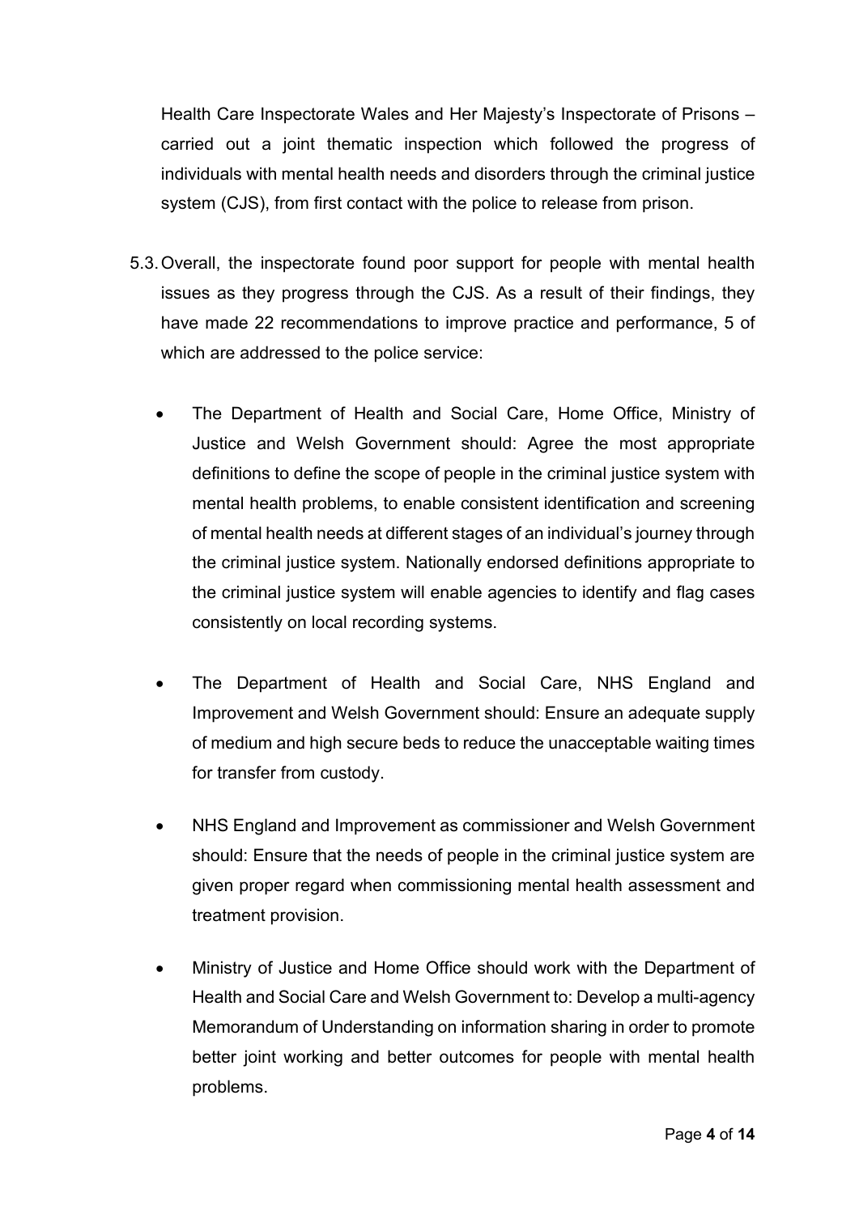Health Care Inspectorate Wales and Her Majesty's Inspectorate of Prisons – carried out a joint thematic inspection which followed the progress of individuals with mental health needs and disorders through the criminal justice system (CJS), from first contact with the police to release from prison.

5.3. Overall, the inspectorate found poor support for people with mental health issues as they progress through the CJS. As a result of their findings, they have made 22 recommendations to improve practice and performance, 5 of which are addressed to the police service:

- The Department of Health and Social Care, Home Office, Ministry of Justice and Welsh Government should: Agree the most appropriate definitions to define the scope of people in the criminal justice system with mental health problems, to enable consistent identification and screening of mental health needs at different stages of an individual's journey through the criminal justice system. Nationally endorsed definitions appropriate to the criminal justice system will enable agencies to identify and flag cases consistently on local recording systems.

- The Department of Health and Social Care, NHS England and Improvement and Welsh Government should: Ensure an adequate supply of medium and high secure beds to reduce the unacceptable waiting times for transfer from custody.

- NHS England and Improvement as commissioner and Welsh Government should: Ensure that the needs of people in the criminal justice system are given proper regard when commissioning mental health assessment and treatment provision.

- Ministry of Justice and Home Office should work with the Department of Health and Social Care and Welsh Government to: Develop a multi-agency Memorandum of Understanding on information sharing in order to promote better joint working and better outcomes for people with mental health problems.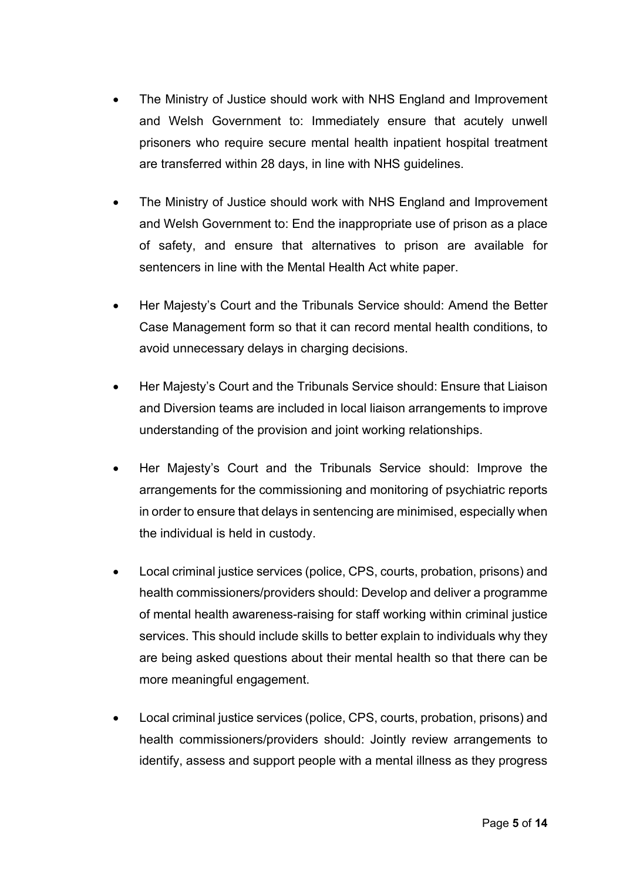- The Ministry of Justice should work with NHS England and Improvement and Welsh Government to: Immediately ensure that acutely unwell prisoners who require secure mental health inpatient hospital treatment are transferred within 28 days, in line with NHS guidelines.
- The Ministry of Justice should work with NHS England and Improvement and Welsh Government to: End the inappropriate use of prison as a place of safety, and ensure that alternatives to prison are available for sentencers in line with the Mental Health Act white paper.
- Her Majesty's Court and the Tribunals Service should: Amend the Better Case Management form so that it can record mental health conditions, to avoid unnecessary delays in charging decisions.
- Her Majesty's Court and the Tribunals Service should: Ensure that Liaison and Diversion teams are included in local liaison arrangements to improve understanding of the provision and joint working relationships.
- Her Majesty's Court and the Tribunals Service should: Improve the arrangements for the commissioning and monitoring of psychiatric reports in order to ensure that delays in sentencing are minimised, especially when the individual is held in custody.
- Local criminal justice services (police, CPS, courts, probation, prisons) and health commissioners/providers should: Develop and deliver a programme of mental health awareness-raising for staff working within criminal justice services. This should include skills to better explain to individuals why they are being asked questions about their mental health so that there can be more meaningful engagement.
- Local criminal justice services (police, CPS, courts, probation, prisons) and health commissioners/providers should: Jointly review arrangements to identify, assess and support people with a mental illness as they progress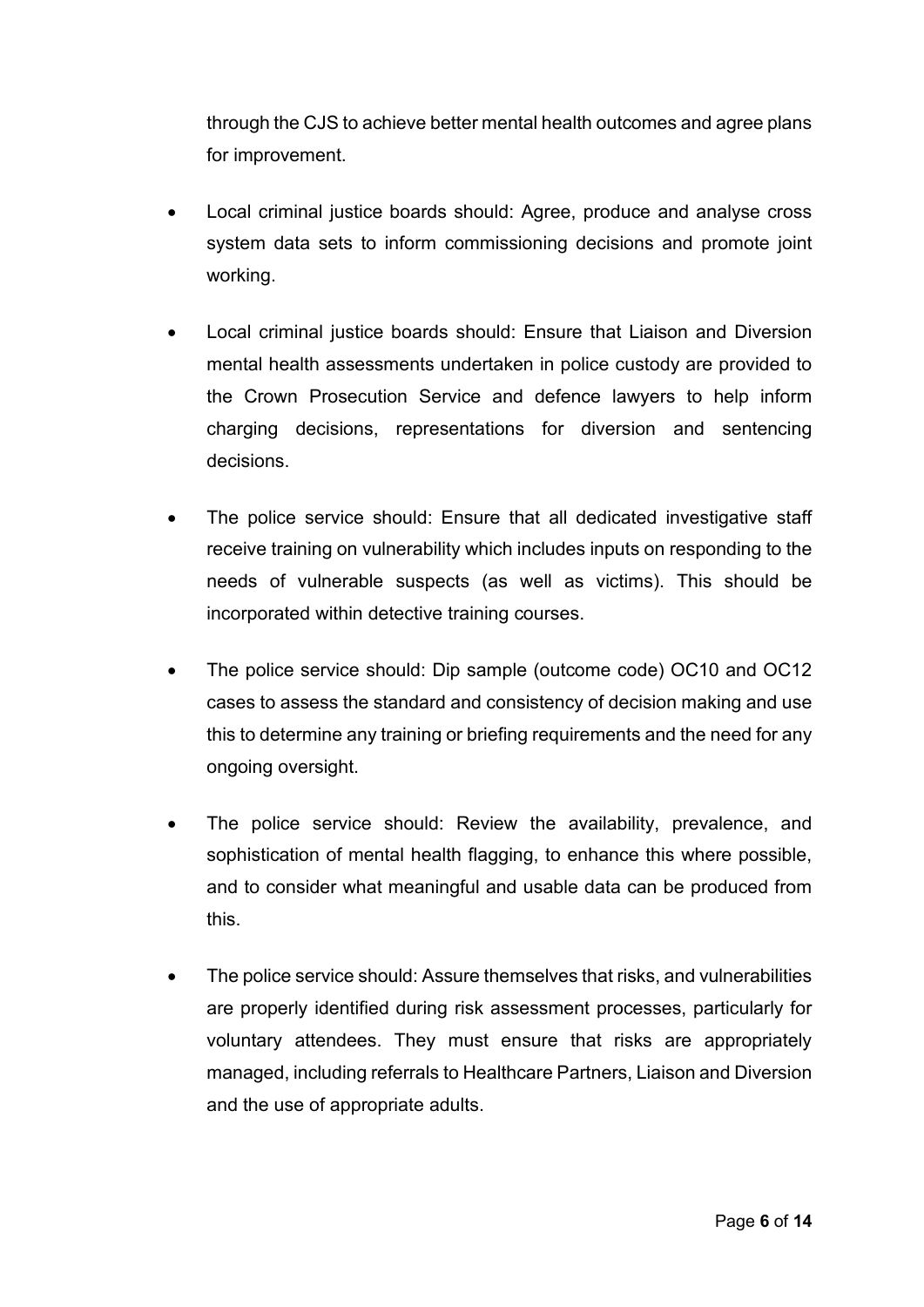through the CJS to achieve better mental health outcomes and agree plans for improvement.

- Local criminal justice boards should: Agree, produce and analyse cross system data sets to inform commissioning decisions and promote joint working.

- Local criminal justice boards should: Ensure that Liaison and Diversion mental health assessments undertaken in police custody are provided to the Crown Prosecution Service and defence lawyers to help inform charging decisions, representations for diversion and sentencing decisions.

- The police service should: Ensure that all dedicated investigative staff receive training on vulnerability which includes inputs on responding to the needs of vulnerable suspects (as well as victims). This should be incorporated within detective training courses.

- The police service should: Dip sample (outcome code) OC10 and OC12 cases to assess the standard and consistency of decision making and use this to determine any training or briefing requirements and the need for any ongoing oversight.

- The police service should: Review the availability, prevalence, and sophistication of mental health flagging, to enhance this where possible, and to consider what meaningful and usable data can be produced from this.

- The police service should: Assure themselves that risks, and vulnerabilities are properly identified during risk assessment processes, particularly for voluntary attendees. They must ensure that risks are appropriately managed, including referrals to Healthcare Partners, Liaison and Diversion and the use of appropriate adults.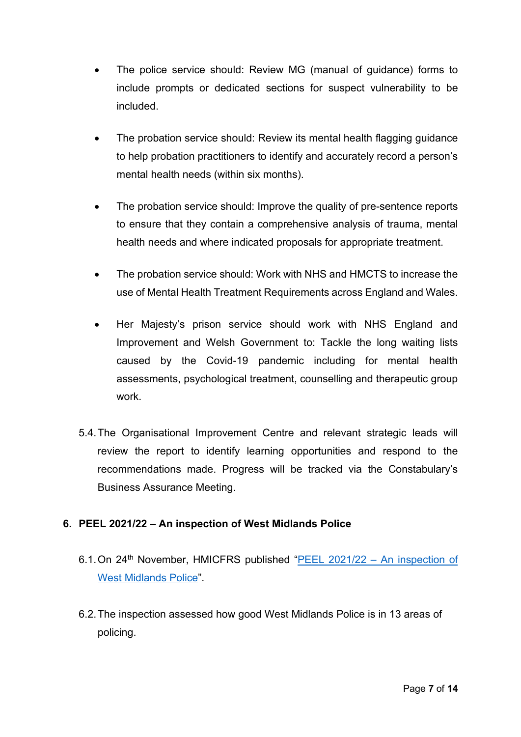- The police service should: Review MG (manual of guidance) forms to include prompts or dedicated sections for suspect vulnerability to be included.

- The probation service should: Review its mental health flagging guidance to help probation practitioners to identify and accurately record a person's mental health needs (within six months).

- The probation service should: Improve the quality of pre-sentence reports to ensure that they contain a comprehensive analysis of trauma, mental health needs and where indicated proposals for appropriate treatment.

- The probation service should: Work with NHS and HMCTS to increase the use of Mental Health Treatment Requirements across England and Wales.

- Her Majesty's prison service should work with NHS England and Improvement and Welsh Government to: Tackle the long waiting lists caused by the Covid-19 pandemic including for mental health assessments, psychological treatment, counselling and therapeutic group work.

5.4. The Organisational Improvement Centre and relevant strategic leads will review the report to identify learning opportunities and respond to the recommendations made. Progress will be tracked via the Constabulary's Business Assurance Meeting.

## 6. PEEL 2021/22 – An inspection of West Midlands Police

6.1. On 24th November, HMICFRS published "[PEEL 2021/22 – An inspection of West Midlands Police]".

6.2. The inspection assessed how good West Midlands Police is in 13 areas of policing.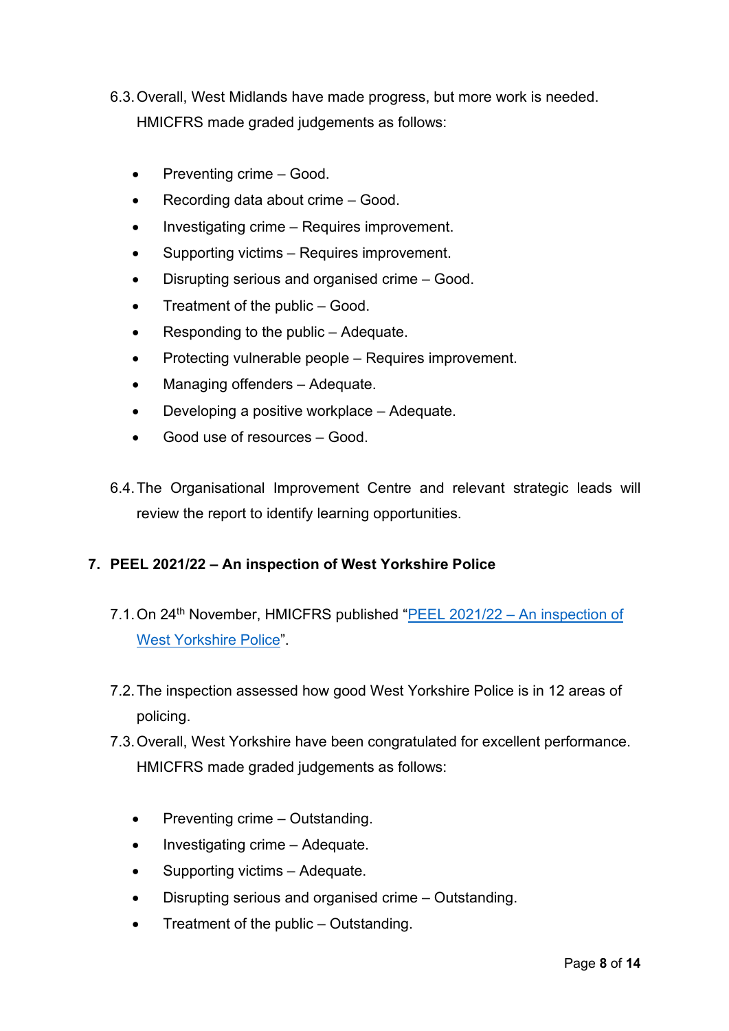6.3. Overall, West Midlands have made progress, but more work is needed. HMICFRS made graded judgements as follows:

- Preventing crime – Good.
- Recording data about crime – Good.
- Investigating crime – Requires improvement.
- Supporting victims – Requires improvement.
- Disrupting serious and organised crime – Good.
- Treatment of the public – Good.
- Responding to the public – Adequate.
- Protecting vulnerable people – Requires improvement.
- Managing offenders – Adequate.
- Developing a positive workplace – Adequate.
- Good use of resources – Good.

6.4. The Organisational Improvement Centre and relevant strategic leads will review the report to identify learning opportunities.

## 7. PEEL 2021/22 – An inspection of West Yorkshire Police

7.1. On 24th November, HMICFRS published "PEEL 2021/22 – An inspection of West Yorkshire Police".

7.2. The inspection assessed how good West Yorkshire Police is in 12 areas of policing.

7.3. Overall, West Yorkshire have been congratulated for excellent performance. HMICFRS made graded judgements as follows:

- Preventing crime – Outstanding.
- Investigating crime – Adequate.
- Supporting victims – Adequate.
- Disrupting serious and organised crime – Outstanding.
- Treatment of the public – Outstanding.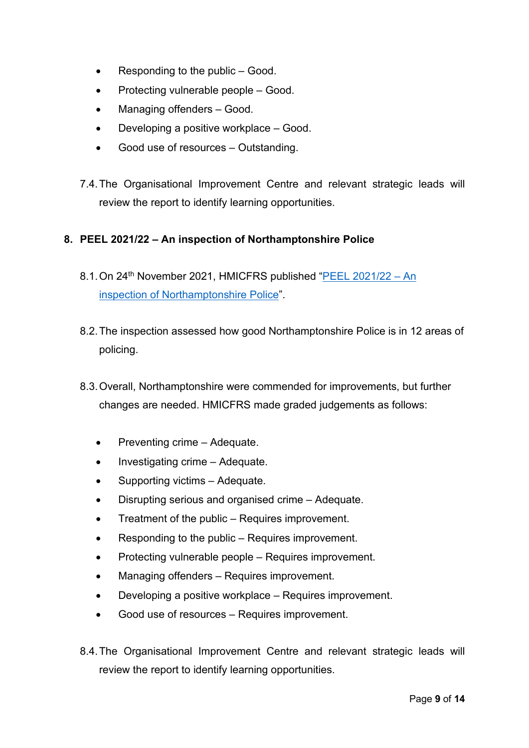- Responding to the public – Good.
- Protecting vulnerable people – Good.
- Managing offenders – Good.
- Developing a positive workplace – Good.
- Good use of resources – Outstanding.

7.4. The Organisational Improvement Centre and relevant strategic leads will review the report to identify learning opportunities.

## 8. PEEL 2021/22 – An inspection of Northamptonshire Police

8.1. On 24th November 2021, HMICFRS published "PEEL 2021/22 – An inspection of Northamptonshire Police".

8.2. The inspection assessed how good Northamptonshire Police is in 12 areas of policing.

8.3. Overall, Northamptonshire were commended for improvements, but further changes are needed. HMICFRS made graded judgements as follows:

- Preventing crime – Adequate.
- Investigating crime – Adequate.
- Supporting victims – Adequate.
- Disrupting serious and organised crime – Adequate.
- Treatment of the public – Requires improvement.
- Responding to the public – Requires improvement.
- Protecting vulnerable people – Requires improvement.
- Managing offenders – Requires improvement.
- Developing a positive workplace – Requires improvement.
- Good use of resources – Requires improvement.

8.4. The Organisational Improvement Centre and relevant strategic leads will review the report to identify learning opportunities.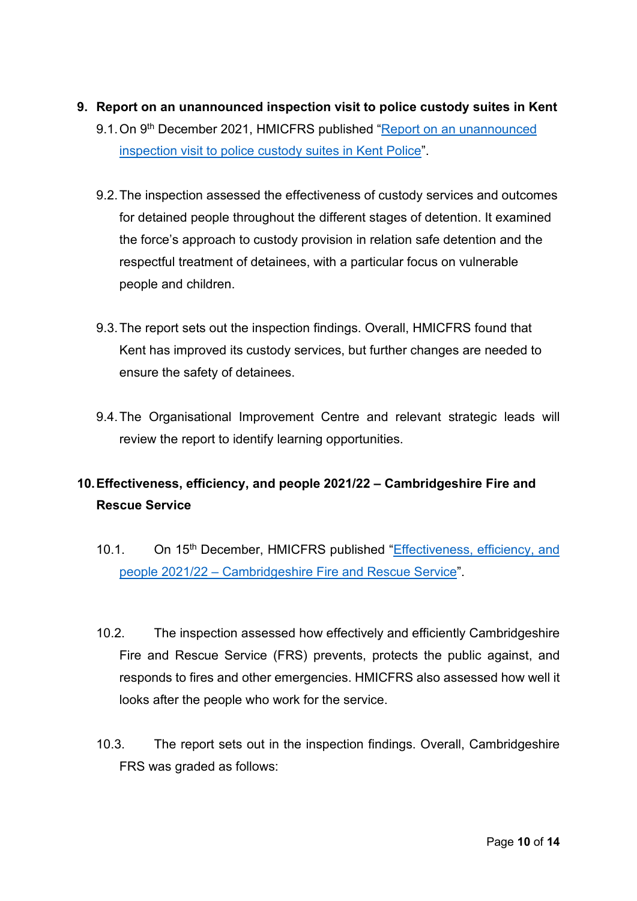## 9. Report on an unannounced inspection visit to police custody suites in Kent

9.1. On 9th December 2021, HMICFRS published "Report on an unannounced inspection visit to police custody suites in Kent Police".

9.2. The inspection assessed the effectiveness of custody services and outcomes for detained people throughout the different stages of detention. It examined the force's approach to custody provision in relation safe detention and the respectful treatment of detainees, with a particular focus on vulnerable people and children.

9.3. The report sets out the inspection findings. Overall, HMICFRS found that Kent has improved its custody services, but further changes are needed to ensure the safety of detainees.

9.4. The Organisational Improvement Centre and relevant strategic leads will review the report to identify learning opportunities.

## 10. Effectiveness, efficiency, and people 2021/22 – Cambridgeshire Fire and Rescue Service

10.1. On 15th December, HMICFRS published "Effectiveness, efficiency, and people 2021/22 – Cambridgeshire Fire and Rescue Service".

10.2. The inspection assessed how effectively and efficiently Cambridgeshire Fire and Rescue Service (FRS) prevents, protects the public against, and responds to fires and other emergencies. HMICFRS also assessed how well it looks after the people who work for the service.

10.3. The report sets out in the inspection findings. Overall, Cambridgeshire FRS was graded as follows: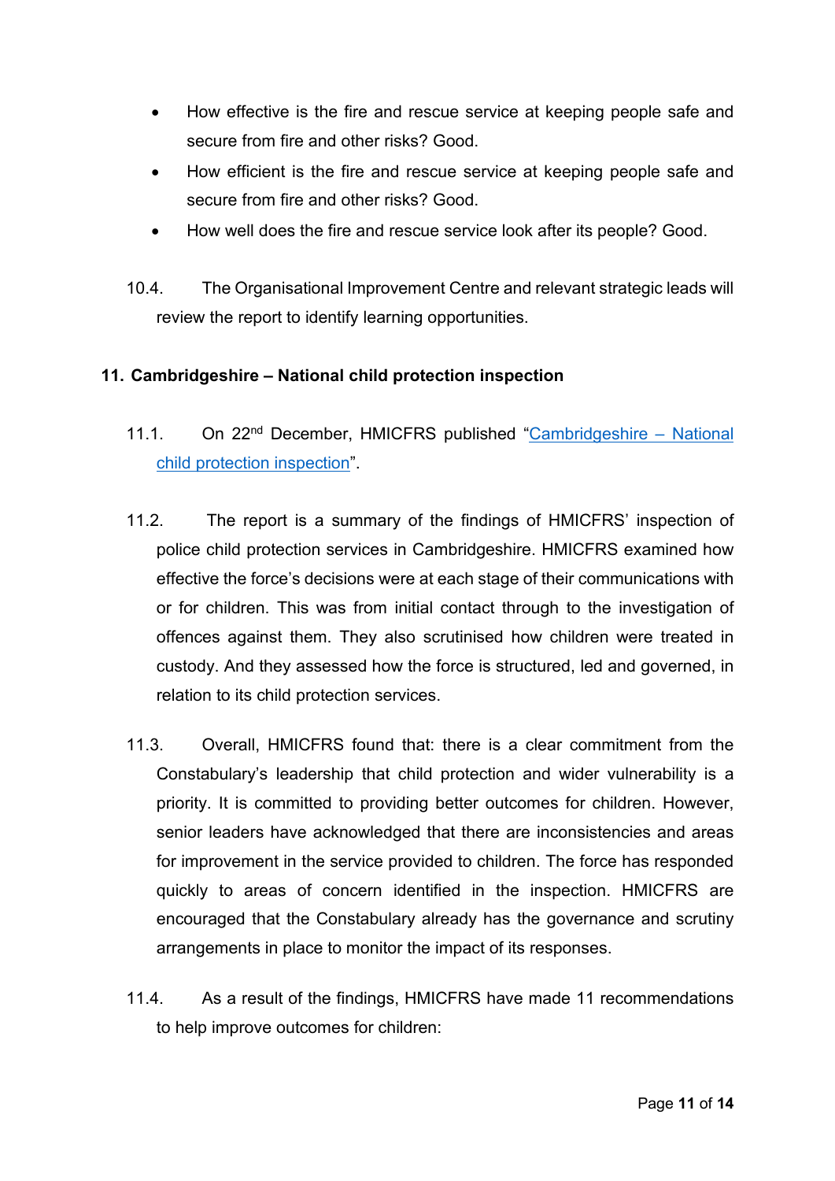- How effective is the fire and rescue service at keeping people safe and secure from fire and other risks? Good.
- How efficient is the fire and rescue service at keeping people safe and secure from fire and other risks? Good.
- How well does the fire and rescue service look after its people? Good.

10.4. The Organisational Improvement Centre and relevant strategic leads will review the report to identify learning opportunities.

## 11. Cambridgeshire – National child protection inspection

11.1. On 22nd December, HMICFRS published "[Cambridgeshire – National child protection inspection]()".

11.2. The report is a summary of the findings of HMICFRS' inspection of police child protection services in Cambridgeshire. HMICFRS examined how effective the force's decisions were at each stage of their communications with or for children. This was from initial contact through to the investigation of offences against them. They also scrutinised how children were treated in custody. And they assessed how the force is structured, led and governed, in relation to its child protection services.

11.3. Overall, HMICFRS found that: there is a clear commitment from the Constabulary's leadership that child protection and wider vulnerability is a priority. It is committed to providing better outcomes for children. However, senior leaders have acknowledged that there are inconsistencies and areas for improvement in the service provided to children. The force has responded quickly to areas of concern identified in the inspection. HMICFRS are encouraged that the Constabulary already has the governance and scrutiny arrangements in place to monitor the impact of its responses.

11.4. As a result of the findings, HMICFRS have made 11 recommendations to help improve outcomes for children: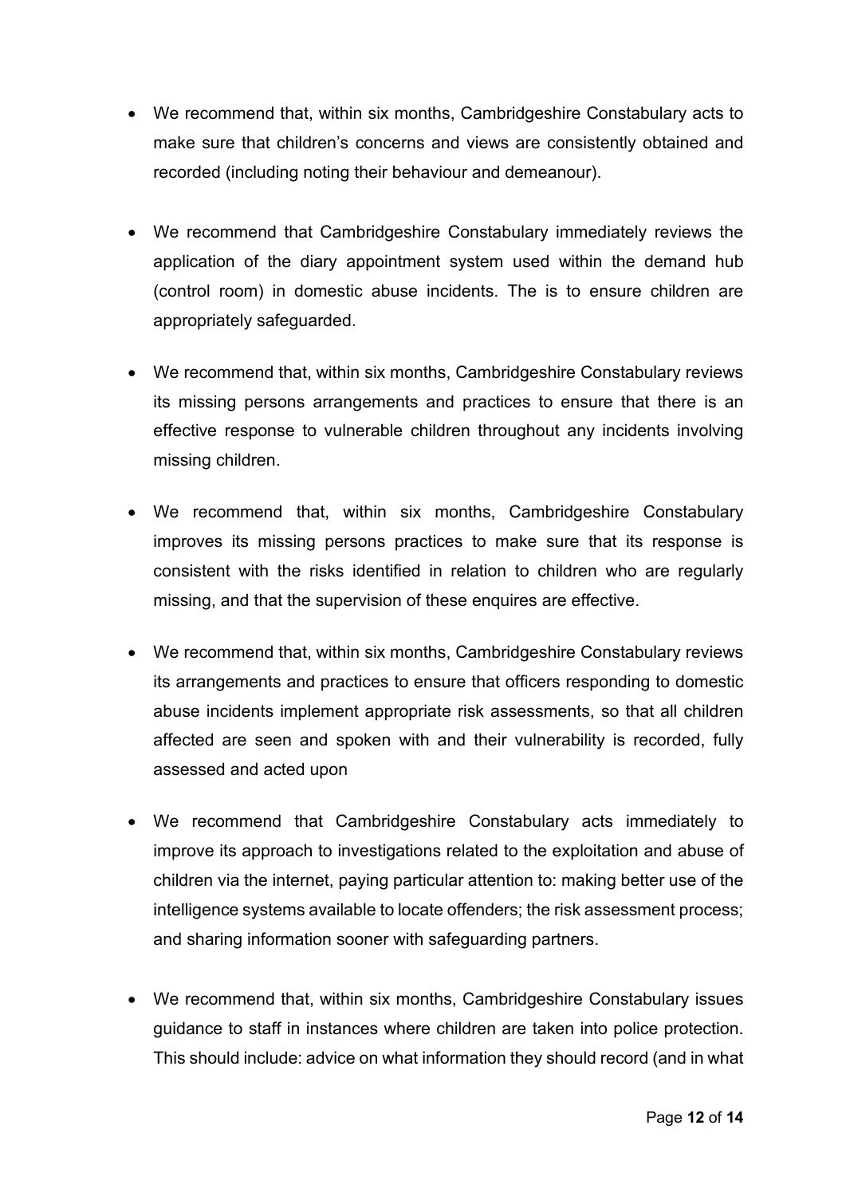- We recommend that, within six months, Cambridgeshire Constabulary acts to make sure that children's concerns and views are consistently obtained and recorded (including noting their behaviour and demeanour).

- We recommend that Cambridgeshire Constabulary immediately reviews the application of the diary appointment system used within the demand hub (control room) in domestic abuse incidents. The is to ensure children are appropriately safeguarded.

- We recommend that, within six months, Cambridgeshire Constabulary reviews its missing persons arrangements and practices to ensure that there is an effective response to vulnerable children throughout any incidents involving missing children.

- We recommend that, within six months, Cambridgeshire Constabulary improves its missing persons practices to make sure that its response is consistent with the risks identified in relation to children who are regularly missing, and that the supervision of these enquires are effective.

- We recommend that, within six months, Cambridgeshire Constabulary reviews its arrangements and practices to ensure that officers responding to domestic abuse incidents implement appropriate risk assessments, so that all children affected are seen and spoken with and their vulnerability is recorded, fully assessed and acted upon

- We recommend that Cambridgeshire Constabulary acts immediately to improve its approach to investigations related to the exploitation and abuse of children via the internet, paying particular attention to: making better use of the intelligence systems available to locate offenders; the risk assessment process; and sharing information sooner with safeguarding partners.

- We recommend that, within six months, Cambridgeshire Constabulary issues guidance to staff in instances where children are taken into police protection. This should include: advice on what information they should record (and in what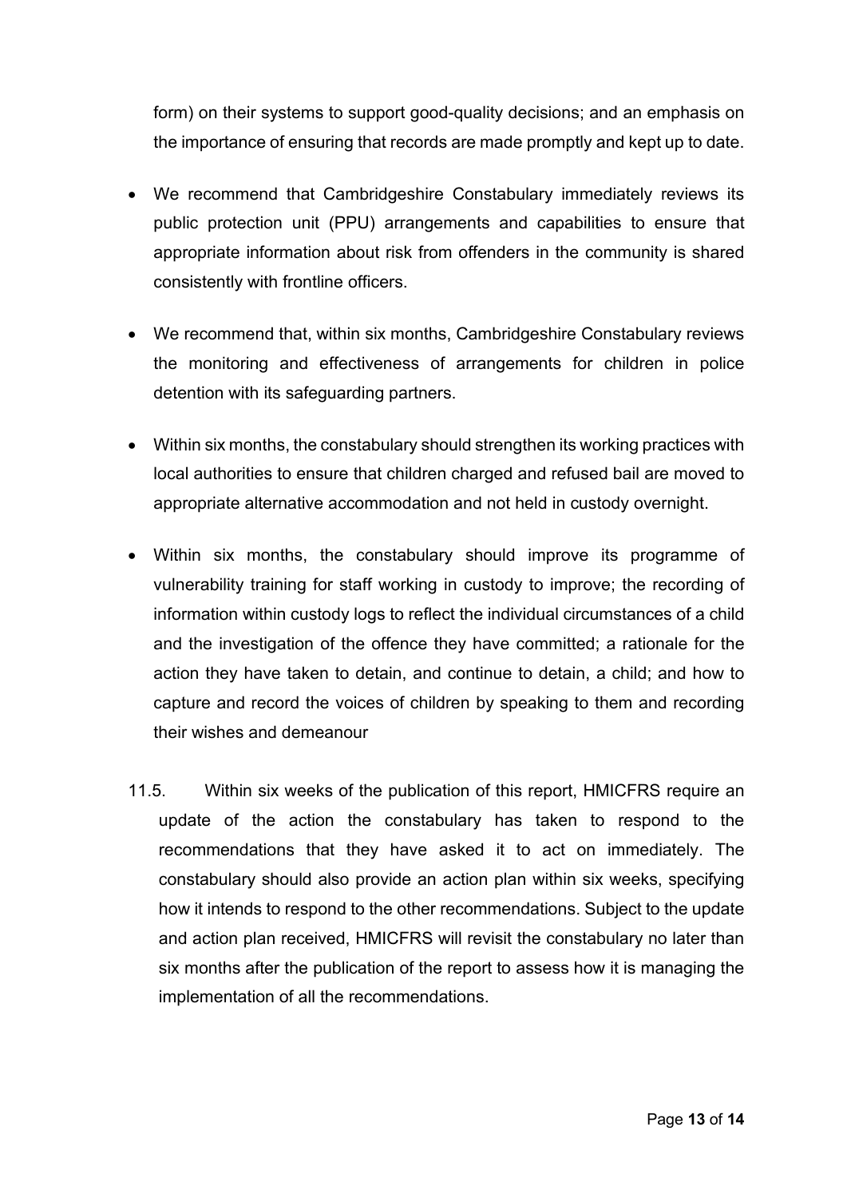form) on their systems to support good-quality decisions; and an emphasis on the importance of ensuring that records are made promptly and kept up to date.

- We recommend that Cambridgeshire Constabulary immediately reviews its public protection unit (PPU) arrangements and capabilities to ensure that appropriate information about risk from offenders in the community is shared consistently with frontline officers.
- We recommend that, within six months, Cambridgeshire Constabulary reviews the monitoring and effectiveness of arrangements for children in police detention with its safeguarding partners.
- Within six months, the constabulary should strengthen its working practices with local authorities to ensure that children charged and refused bail are moved to appropriate alternative accommodation and not held in custody overnight.
- Within six months, the constabulary should improve its programme of vulnerability training for staff working in custody to improve; the recording of information within custody logs to reflect the individual circumstances of a child and the investigation of the offence they have committed; a rationale for the action they have taken to detain, and continue to detain, a child; and how to capture and record the voices of children by speaking to them and recording their wishes and demeanour

11.5. Within six weeks of the publication of this report, HMICFRS require an update of the action the constabulary has taken to respond to the recommendations that they have asked it to act on immediately. The constabulary should also provide an action plan within six weeks, specifying how it intends to respond to the other recommendations. Subject to the update and action plan received, HMICFRS will revisit the constabulary no later than six months after the publication of the report to assess how it is managing the implementation of all the recommendations.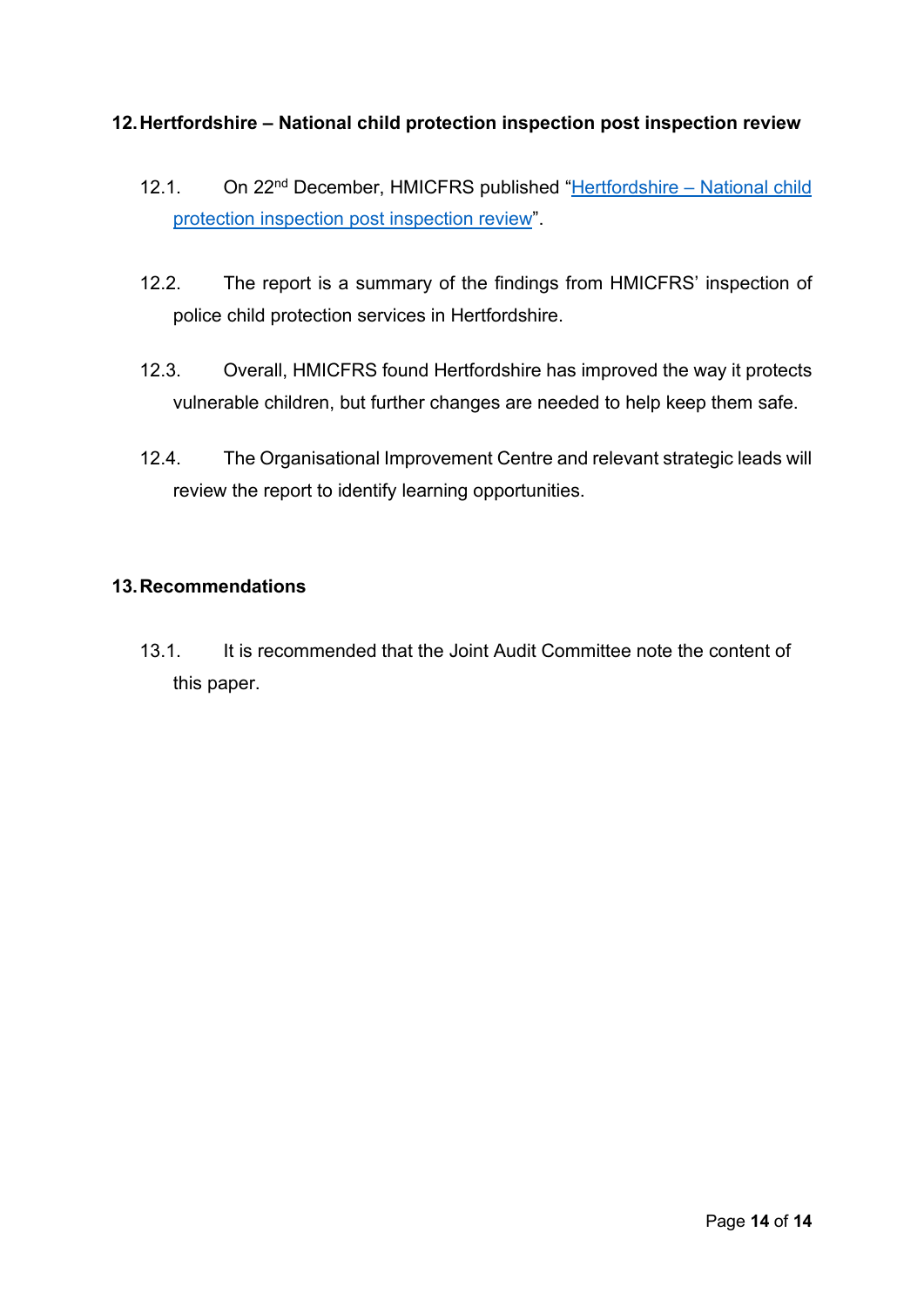## 12. Hertfordshire – National child protection inspection post inspection review

12.1. On 22nd December, HMICFRS published "Hertfordshire – National child protection inspection post inspection review".

12.2. The report is a summary of the findings from HMICFRS' inspection of police child protection services in Hertfordshire.

12.3. Overall, HMICFRS found Hertfordshire has improved the way it protects vulnerable children, but further changes are needed to help keep them safe.

12.4. The Organisational Improvement Centre and relevant strategic leads will review the report to identify learning opportunities.

## 13. Recommendations

13.1. It is recommended that the Joint Audit Committee note the content of this paper.